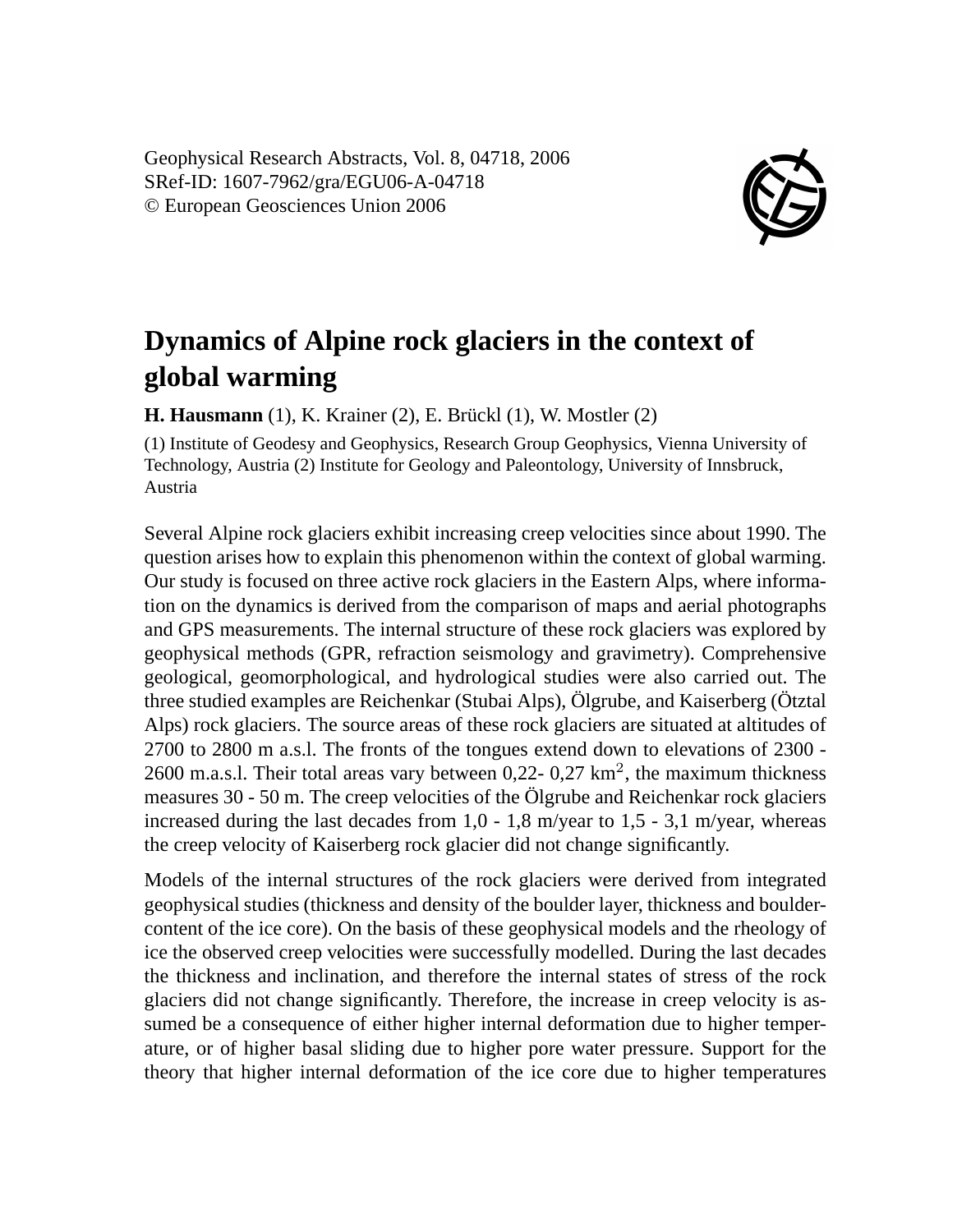Geophysical Research Abstracts, Vol. 8, 04718, 2006
SRef-ID: 1607-7962/gra/EGU06-A-04718
© European Geosciences Union 2006

# Dynamics of Alpine rock glaciers in the context of global warming

**H. Hausmann** (1), K. Krainer (2), E. Brückl (1), W. Mostler (2)

(1) Institute of Geodesy and Geophysics, Research Group Geophysics, Vienna University of Technology, Austria (2) Institute for Geology and Paleontology, University of Innsbruck, Austria

Several Alpine rock glaciers exhibit increasing creep velocities since about 1990. The question arises how to explain this phenomenon within the context of global warming. Our study is focused on three active rock glaciers in the Eastern Alps, where information on the dynamics is derived from the comparison of maps and aerial photographs and GPS measurements. The internal structure of these rock glaciers was explored by geophysical methods (GPR, refraction seismology and gravimetry). Comprehensive geological, geomorphological, and hydrological studies were also carried out. The three studied examples are Reichenkar (Stubai Alps), Ölgrube, and Kaiserberg (Ötztal Alps) rock glaciers. The source areas of these rock glaciers are situated at altitudes of 2700 to 2800 m a.s.l. The fronts of the tongues extend down to elevations of 2300 - 2600 m.a.s.l. Their total areas vary between 0,22- 0,27 km$^2$, the maximum thickness measures 30 - 50 m. The creep velocities of the Ölgrube and Reichenkar rock glaciers increased during the last decades from 1,0 - 1,8 m/year to 1,5 - 3,1 m/year, whereas the creep velocity of Kaiserberg rock glacier did not change significantly.

Models of the internal structures of the rock glaciers were derived from integrated geophysical studies (thickness and density of the boulder layer, thickness and boulder-content of the ice core). On the basis of these geophysical models and the rheology of ice the observed creep velocities were successfully modelled. During the last decades the thickness and inclination, and therefore the internal states of stress of the rock glaciers did not change significantly. Therefore, the increase in creep velocity is assumed be a consequence of either higher internal deformation due to higher temperature, or of higher basal sliding due to higher pore water pressure. Support for the theory that higher internal deformation of the ice core due to higher temperatures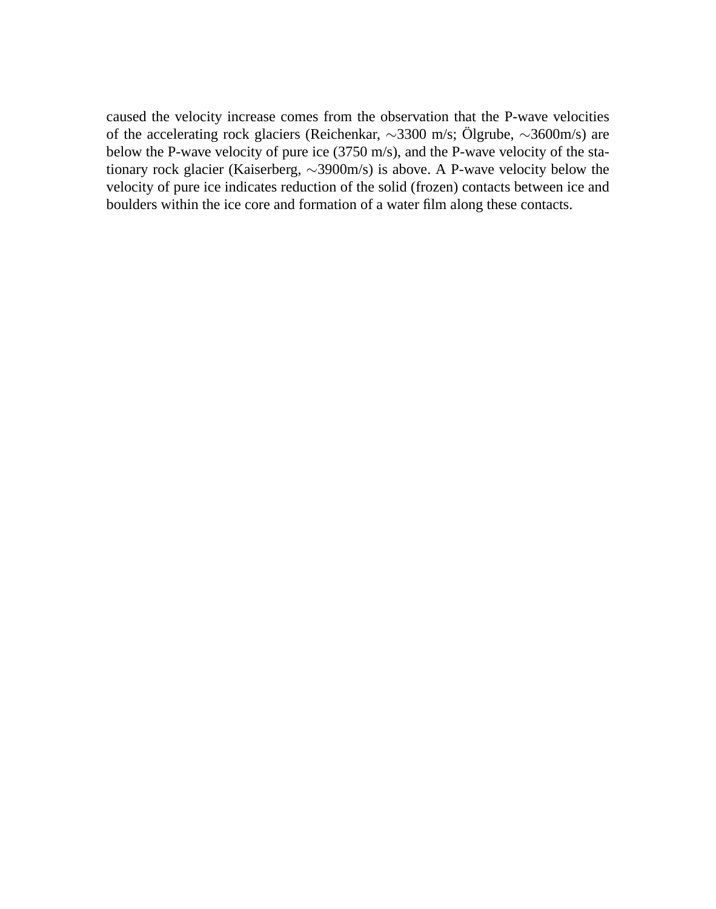caused the velocity increase comes from the observation that the P-wave velocities of the accelerating rock glaciers (Reichenkar, $\sim$3300 m/s; Ölgrube, $\sim$3600m/s) are below the P-wave velocity of pure ice (3750 m/s), and the P-wave velocity of the stationary rock glacier (Kaiserberg, $\sim$3900m/s) is above. A P-wave velocity below the velocity of pure ice indicates reduction of the solid (frozen) contacts between ice and boulders within the ice core and formation of a water film along these contacts.